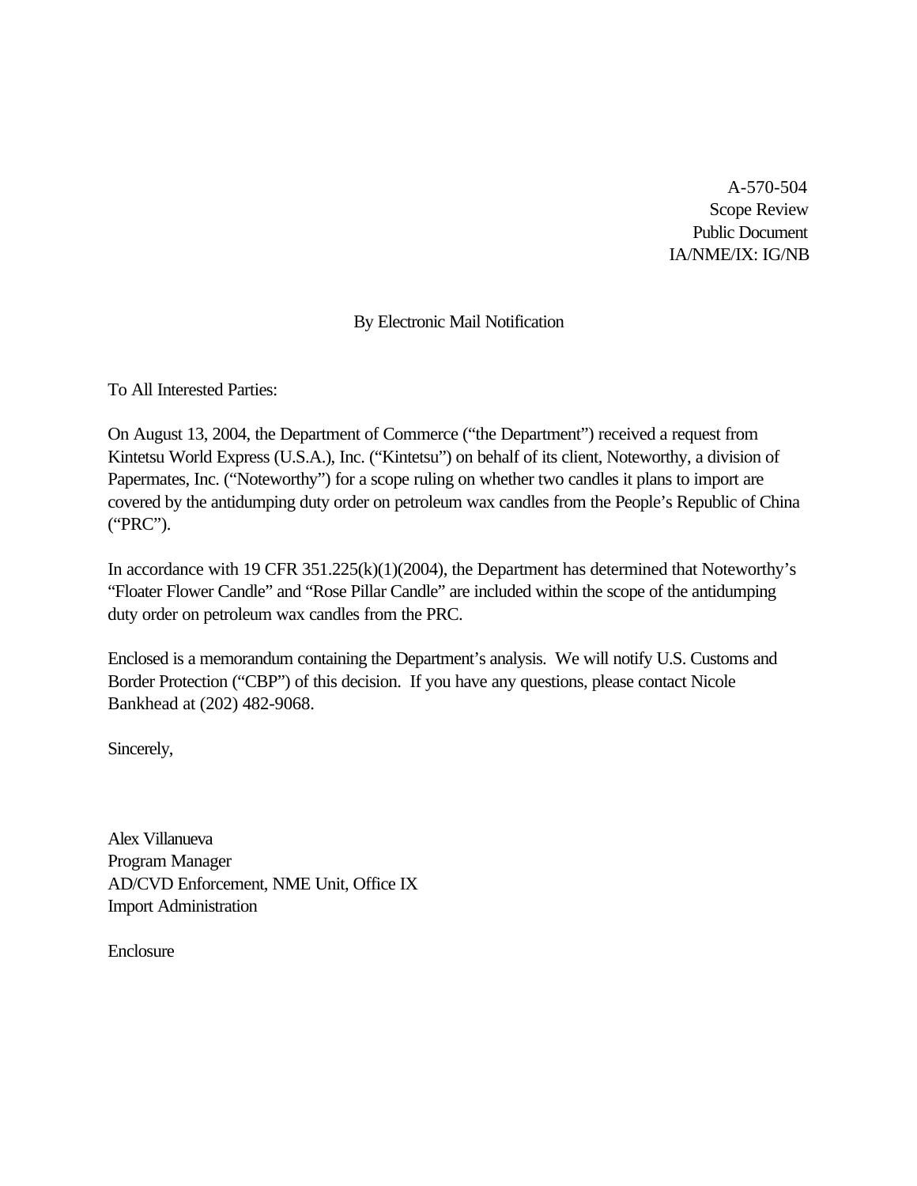A-570-504
Scope Review
Public Document
IA/NME/IX: IG/NB

By Electronic Mail Notification

To All Interested Parties:

On August 13, 2004, the Department of Commerce ("the Department") received a request from Kintetsu World Express (U.S.A.), Inc. ("Kintetsu") on behalf of its client, Noteworthy, a division of Papermates, Inc. ("Noteworthy") for a scope ruling on whether two candles it plans to import are covered by the antidumping duty order on petroleum wax candles from the People's Republic of China ("PRC").

In accordance with 19 CFR 351.225(k)(1)(2004), the Department has determined that Noteworthy's "Floater Flower Candle" and "Rose Pillar Candle" are included within the scope of the antidumping duty order on petroleum wax candles from the PRC.

Enclosed is a memorandum containing the Department's analysis. We will notify U.S. Customs and Border Protection ("CBP") of this decision. If you have any questions, please contact Nicole Bankhead at (202) 482-9068.

Sincerely,

Alex Villanueva
Program Manager
AD/CVD Enforcement, NME Unit, Office IX
Import Administration

Enclosure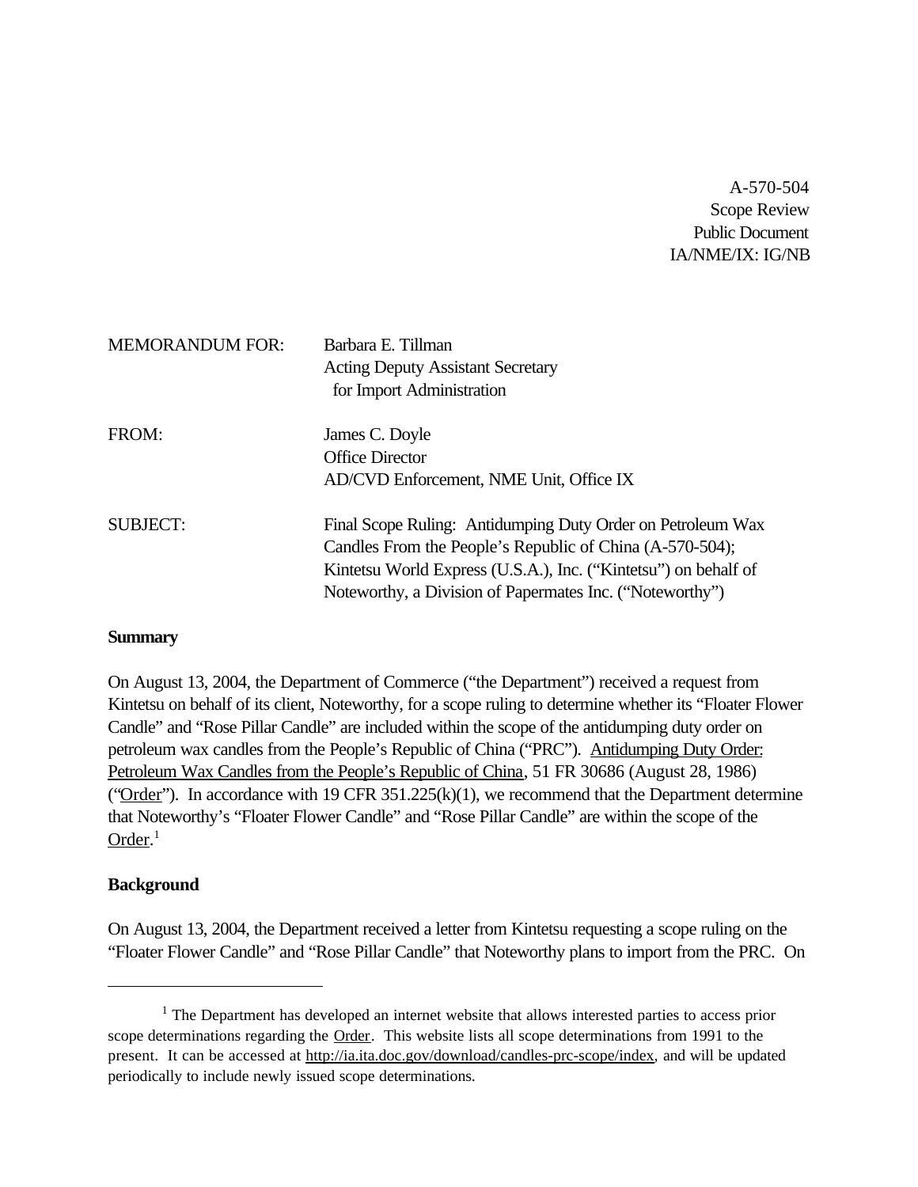A-570-504
Scope Review
Public Document
IA/NME/IX: IG/NB

MEMORANDUM FOR: Barbara E. Tillman
Acting Deputy Assistant Secretary
for Import Administration

FROM: James C. Doyle
Office Director
AD/CVD Enforcement, NME Unit, Office IX

SUBJECT: Final Scope Ruling: Antidumping Duty Order on Petroleum Wax Candles From the People's Republic of China (A-570-504); Kintetsu World Express (U.S.A.), Inc. ("Kintetsu") on behalf of Noteworthy, a Division of Papermates Inc. ("Noteworthy")

**Summary**

On August 13, 2004, the Department of Commerce ("the Department") received a request from Kintetsu on behalf of its client, Noteworthy, for a scope ruling to determine whether its "Floater Flower Candle" and "Rose Pillar Candle" are included within the scope of the antidumping duty order on petroleum wax candles from the People's Republic of China ("PRC"). Antidumping Duty Order: Petroleum Wax Candles from the People's Republic of China, 51 FR 30686 (August 28, 1986) ("Order"). In accordance with 19 CFR 351.225(k)(1), we recommend that the Department determine that Noteworthy's "Floater Flower Candle" and "Rose Pillar Candle" are within the scope of the Order.[1]

**Background**

On August 13, 2004, the Department received a letter from Kintetsu requesting a scope ruling on the "Floater Flower Candle" and "Rose Pillar Candle" that Noteworthy plans to import from the PRC. On

[1] The Department has developed an internet website that allows interested parties to access prior scope determinations regarding the Order. This website lists all scope determinations from 1991 to the present. It can be accessed at http://ia.ita.doc.gov/download/candles-prc-scope/index, and will be updated periodically to include newly issued scope determinations.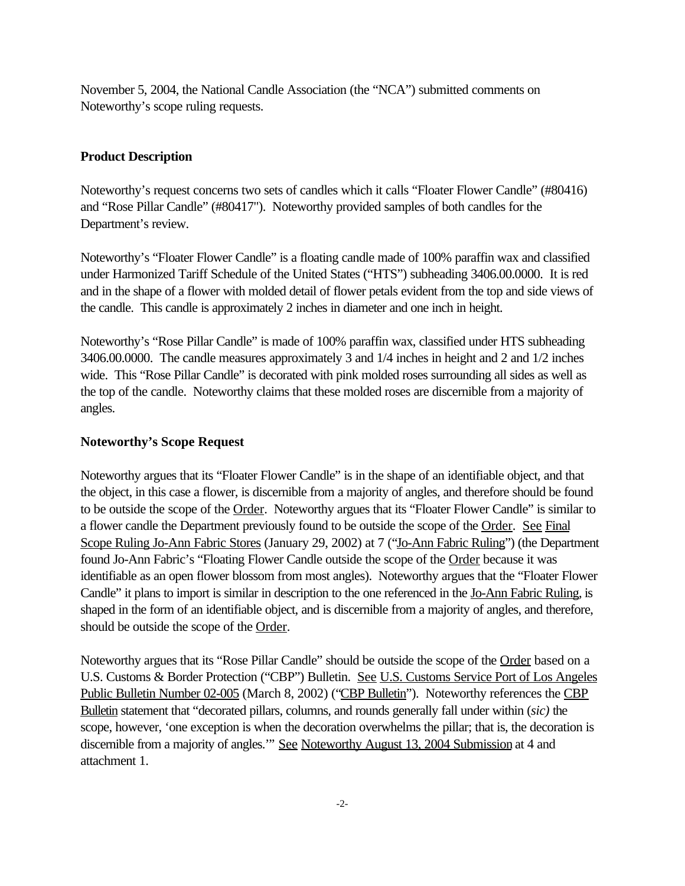November 5, 2004, the National Candle Association (the "NCA") submitted comments on Noteworthy's scope ruling requests.

**Product Description**

Noteworthy's request concerns two sets of candles which it calls "Floater Flower Candle" (#80416) and "Rose Pillar Candle" (#80417"). Noteworthy provided samples of both candles for the Department's review.

Noteworthy's "Floater Flower Candle" is a floating candle made of 100% paraffin wax and classified under Harmonized Tariff Schedule of the United States ("HTS") subheading 3406.00.0000. It is red and in the shape of a flower with molded detail of flower petals evident from the top and side views of the candle. This candle is approximately 2 inches in diameter and one inch in height.

Noteworthy's "Rose Pillar Candle" is made of 100% paraffin wax, classified under HTS subheading 3406.00.0000. The candle measures approximately 3 and 1/4 inches in height and 2 and 1/2 inches wide. This "Rose Pillar Candle" is decorated with pink molded roses surrounding all sides as well as the top of the candle. Noteworthy claims that these molded roses are discernible from a majority of angles.

**Noteworthy's Scope Request**

Noteworthy argues that its "Floater Flower Candle" is in the shape of an identifiable object, and that the object, in this case a flower, is discernible from a majority of angles, and therefore should be found to be outside the scope of the Order. Noteworthy argues that its "Floater Flower Candle" is similar to a flower candle the Department previously found to be outside the scope of the Order. See Final Scope Ruling Jo-Ann Fabric Stores (January 29, 2002) at 7 ("Jo-Ann Fabric Ruling") (the Department found Jo-Ann Fabric's "Floating Flower Candle outside the scope of the Order because it was identifiable as an open flower blossom from most angles). Noteworthy argues that the "Floater Flower Candle" it plans to import is similar in description to the one referenced in the Jo-Ann Fabric Ruling, is shaped in the form of an identifiable object, and is discernible from a majority of angles, and therefore, should be outside the scope of the Order.

Noteworthy argues that its "Rose Pillar Candle" should be outside the scope of the Order based on a U.S. Customs & Border Protection ("CBP") Bulletin. See U.S. Customs Service Port of Los Angeles Public Bulletin Number 02-005 (March 8, 2002) ("CBP Bulletin"). Noteworthy references the CBP Bulletin statement that "decorated pillars, columns, and rounds generally fall under within (*sic)* the scope, however, 'one exception is when the decoration overwhelms the pillar; that is, the decoration is discernible from a majority of angles.'" See Noteworthy August 13, 2004 Submission at 4 and attachment 1.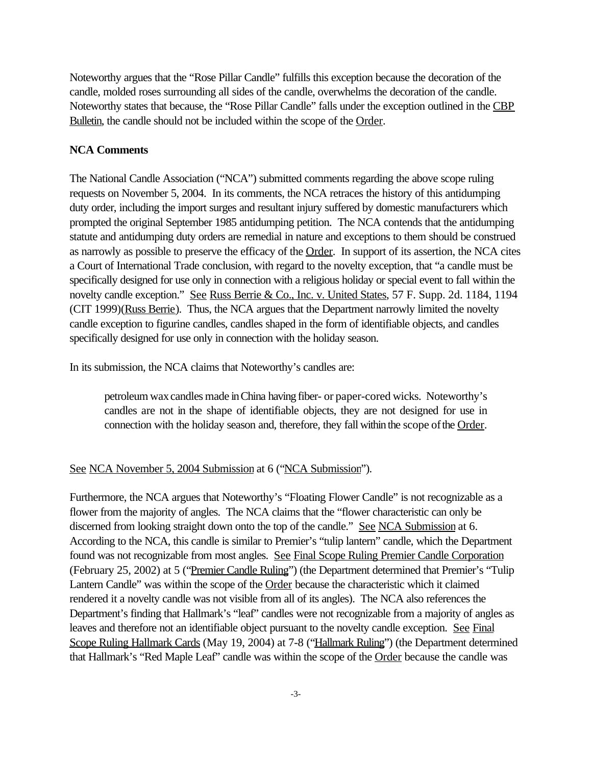Noteworthy argues that the "Rose Pillar Candle" fulfills this exception because the decoration of the candle, molded roses surrounding all sides of the candle, overwhelms the decoration of the candle. Noteworthy states that because, the "Rose Pillar Candle" falls under the exception outlined in the CBP Bulletin, the candle should not be included within the scope of the Order.

**NCA Comments**

The National Candle Association ("NCA") submitted comments regarding the above scope ruling requests on November 5, 2004. In its comments, the NCA retraces the history of this antidumping duty order, including the import surges and resultant injury suffered by domestic manufacturers which prompted the original September 1985 antidumping petition. The NCA contends that the antidumping statute and antidumping duty orders are remedial in nature and exceptions to them should be construed as narrowly as possible to preserve the efficacy of the Order. In support of its assertion, the NCA cites a Court of International Trade conclusion, with regard to the novelty exception, that "a candle must be specifically designed for use only in connection with a religious holiday or special event to fall within the novelty candle exception." See Russ Berrie & Co., Inc. v. United States, 57 F. Supp. 2d. 1184, 1194 (CIT 1999)(Russ Berrie). Thus, the NCA argues that the Department narrowly limited the novelty candle exception to figurine candles, candles shaped in the form of identifiable objects, and candles specifically designed for use only in connection with the holiday season.

In its submission, the NCA claims that Noteworthy's candles are:

> petroleum wax candles made in China having fiber- or paper-cored wicks. Noteworthy's candles are not in the shape of identifiable objects, they are not designed for use in connection with the holiday season and, therefore, they fall within the scope of the Order.

See NCA November 5, 2004 Submission at 6 ("NCA Submission").

Furthermore, the NCA argues that Noteworthy's "Floating Flower Candle" is not recognizable as a flower from the majority of angles. The NCA claims that the "flower characteristic can only be discerned from looking straight down onto the top of the candle." See NCA Submission at 6. According to the NCA, this candle is similar to Premier's "tulip lantern" candle, which the Department found was not recognizable from most angles. See Final Scope Ruling Premier Candle Corporation (February 25, 2002) at 5 ("Premier Candle Ruling") (the Department determined that Premier's "Tulip Lantern Candle" was within the scope of the Order because the characteristic which it claimed rendered it a novelty candle was not visible from all of its angles). The NCA also references the Department's finding that Hallmark's "leaf" candles were not recognizable from a majority of angles as leaves and therefore not an identifiable object pursuant to the novelty candle exception. See Final Scope Ruling Hallmark Cards (May 19, 2004) at 7-8 ("Hallmark Ruling") (the Department determined that Hallmark's "Red Maple Leaf" candle was within the scope of the Order because the candle was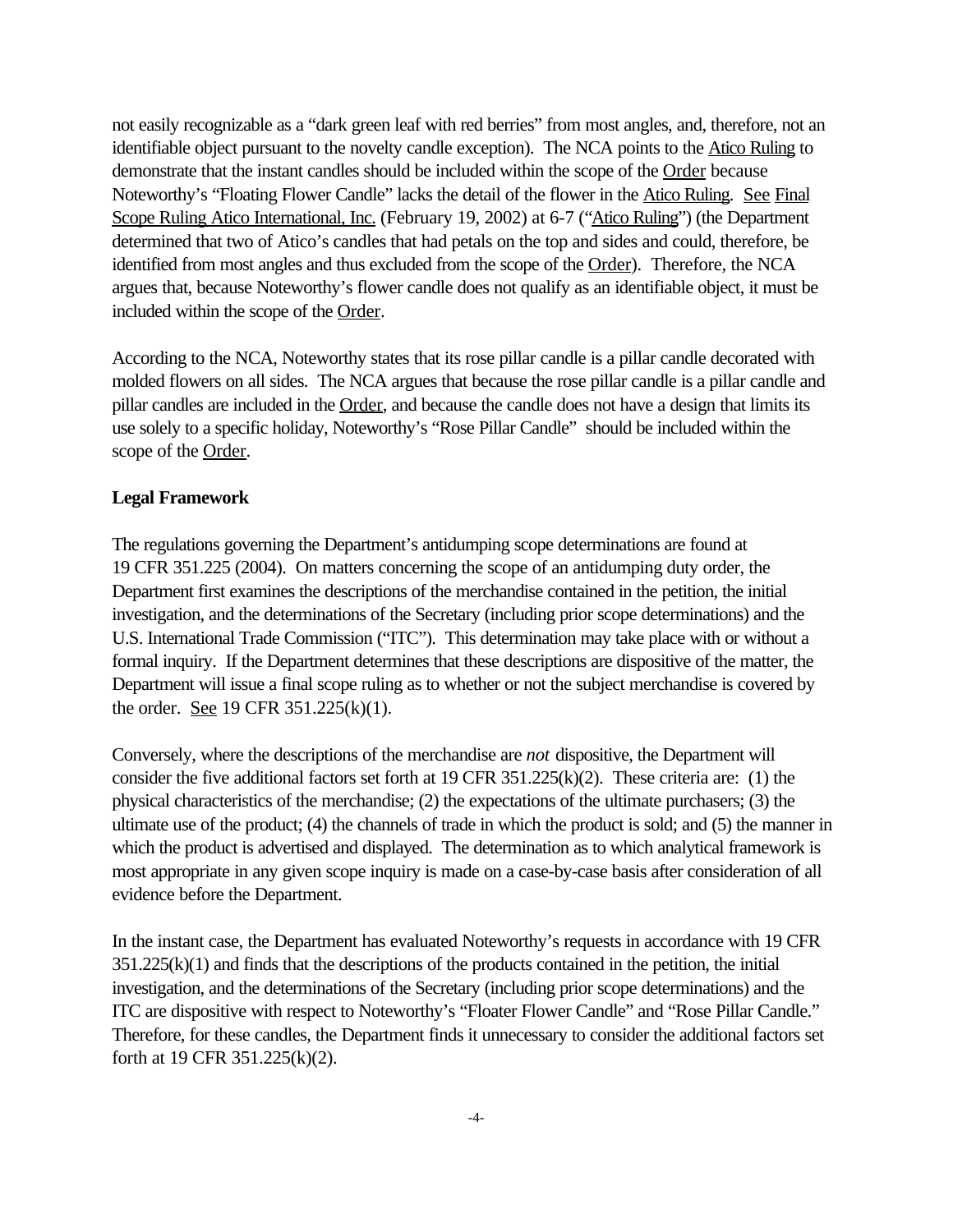not easily recognizable as a "dark green leaf with red berries" from most angles, and, therefore, not an identifiable object pursuant to the novelty candle exception). The NCA points to the Atico Ruling to demonstrate that the instant candles should be included within the scope of the Order because Noteworthy's "Floating Flower Candle" lacks the detail of the flower in the Atico Ruling. See Final Scope Ruling Atico International, Inc. (February 19, 2002) at 6-7 ("Atico Ruling") (the Department determined that two of Atico's candles that had petals on the top and sides and could, therefore, be identified from most angles and thus excluded from the scope of the Order). Therefore, the NCA argues that, because Noteworthy's flower candle does not qualify as an identifiable object, it must be included within the scope of the Order.

According to the NCA, Noteworthy states that its rose pillar candle is a pillar candle decorated with molded flowers on all sides. The NCA argues that because the rose pillar candle is a pillar candle and pillar candles are included in the Order, and because the candle does not have a design that limits its use solely to a specific holiday, Noteworthy's "Rose Pillar Candle" should be included within the scope of the Order.

**Legal Framework**

The regulations governing the Department's antidumping scope determinations are found at 19 CFR 351.225 (2004). On matters concerning the scope of an antidumping duty order, the Department first examines the descriptions of the merchandise contained in the petition, the initial investigation, and the determinations of the Secretary (including prior scope determinations) and the U.S. International Trade Commission ("ITC"). This determination may take place with or without a formal inquiry. If the Department determines that these descriptions are dispositive of the matter, the Department will issue a final scope ruling as to whether or not the subject merchandise is covered by the order. See 19 CFR 351.225(k)(1).

Conversely, where the descriptions of the merchandise are *not* dispositive, the Department will consider the five additional factors set forth at 19 CFR 351.225(k)(2). These criteria are: (1) the physical characteristics of the merchandise; (2) the expectations of the ultimate purchasers; (3) the ultimate use of the product; (4) the channels of trade in which the product is sold; and (5) the manner in which the product is advertised and displayed. The determination as to which analytical framework is most appropriate in any given scope inquiry is made on a case-by-case basis after consideration of all evidence before the Department.

In the instant case, the Department has evaluated Noteworthy's requests in accordance with 19 CFR 351.225(k)(1) and finds that the descriptions of the products contained in the petition, the initial investigation, and the determinations of the Secretary (including prior scope determinations) and the ITC are dispositive with respect to Noteworthy's "Floater Flower Candle" and "Rose Pillar Candle." Therefore, for these candles, the Department finds it unnecessary to consider the additional factors set forth at 19 CFR 351.225(k)(2).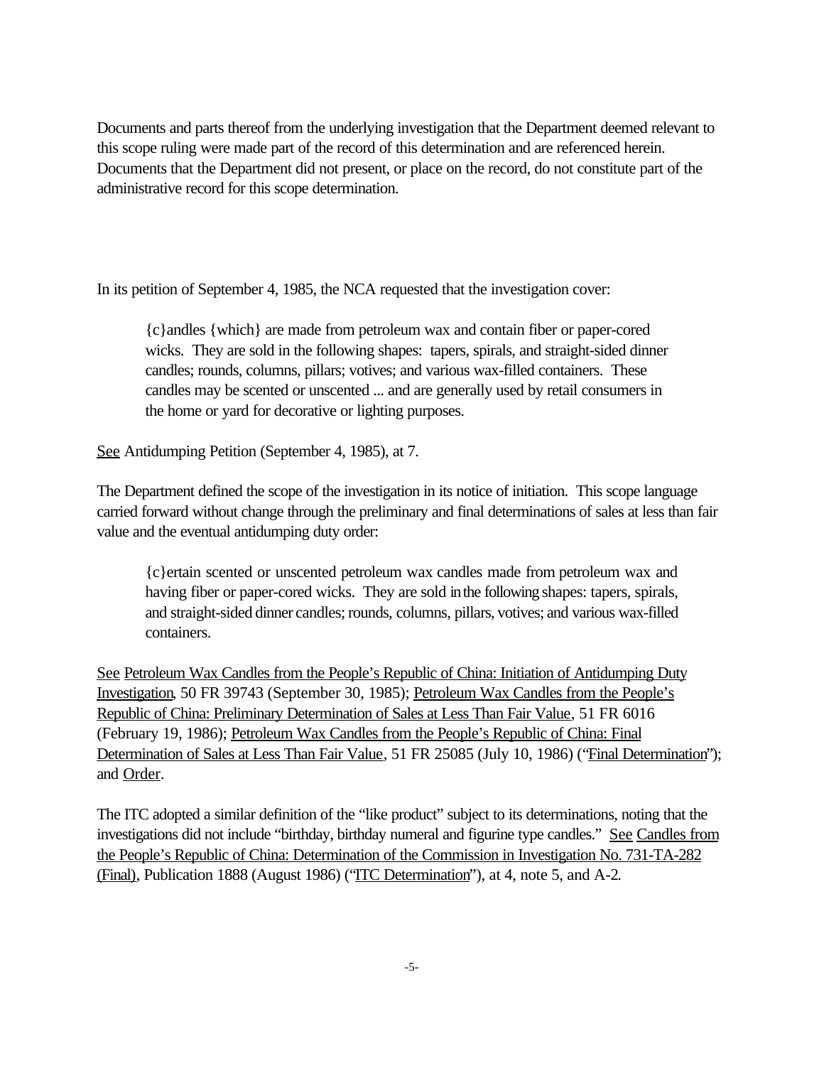Documents and parts thereof from the underlying investigation that the Department deemed relevant to this scope ruling were made part of the record of this determination and are referenced herein. Documents that the Department did not present, or place on the record, do not constitute part of the administrative record for this scope determination.

In its petition of September 4, 1985, the NCA requested that the investigation cover:

> {c}andles {which} are made from petroleum wax and contain fiber or paper-cored wicks. They are sold in the following shapes: tapers, spirals, and straight-sided dinner candles; rounds, columns, pillars; votives; and various wax-filled containers. These candles may be scented or unscented ... and are generally used by retail consumers in the home or yard for decorative or lighting purposes.

See Antidumping Petition (September 4, 1985), at 7.

The Department defined the scope of the investigation in its notice of initiation. This scope language carried forward without change through the preliminary and final determinations of sales at less than fair value and the eventual antidumping duty order:

> {c}ertain scented or unscented petroleum wax candles made from petroleum wax and having fiber or paper-cored wicks. They are sold in the following shapes: tapers, spirals, and straight-sided dinner candles; rounds, columns, pillars, votives; and various wax-filled containers.

See Petroleum Wax Candles from the People's Republic of China: Initiation of Antidumping Duty Investigation, 50 FR 39743 (September 30, 1985); Petroleum Wax Candles from the People's Republic of China: Preliminary Determination of Sales at Less Than Fair Value, 51 FR 6016 (February 19, 1986); Petroleum Wax Candles from the People's Republic of China: Final Determination of Sales at Less Than Fair Value, 51 FR 25085 (July 10, 1986) ("Final Determination"); and Order.

The ITC adopted a similar definition of the "like product" subject to its determinations, noting that the investigations did not include "birthday, birthday numeral and figurine type candles." See Candles from the People's Republic of China: Determination of the Commission in Investigation No. 731-TA-282 (Final), Publication 1888 (August 1986) ("ITC Determination"), at 4, note 5, and A-2.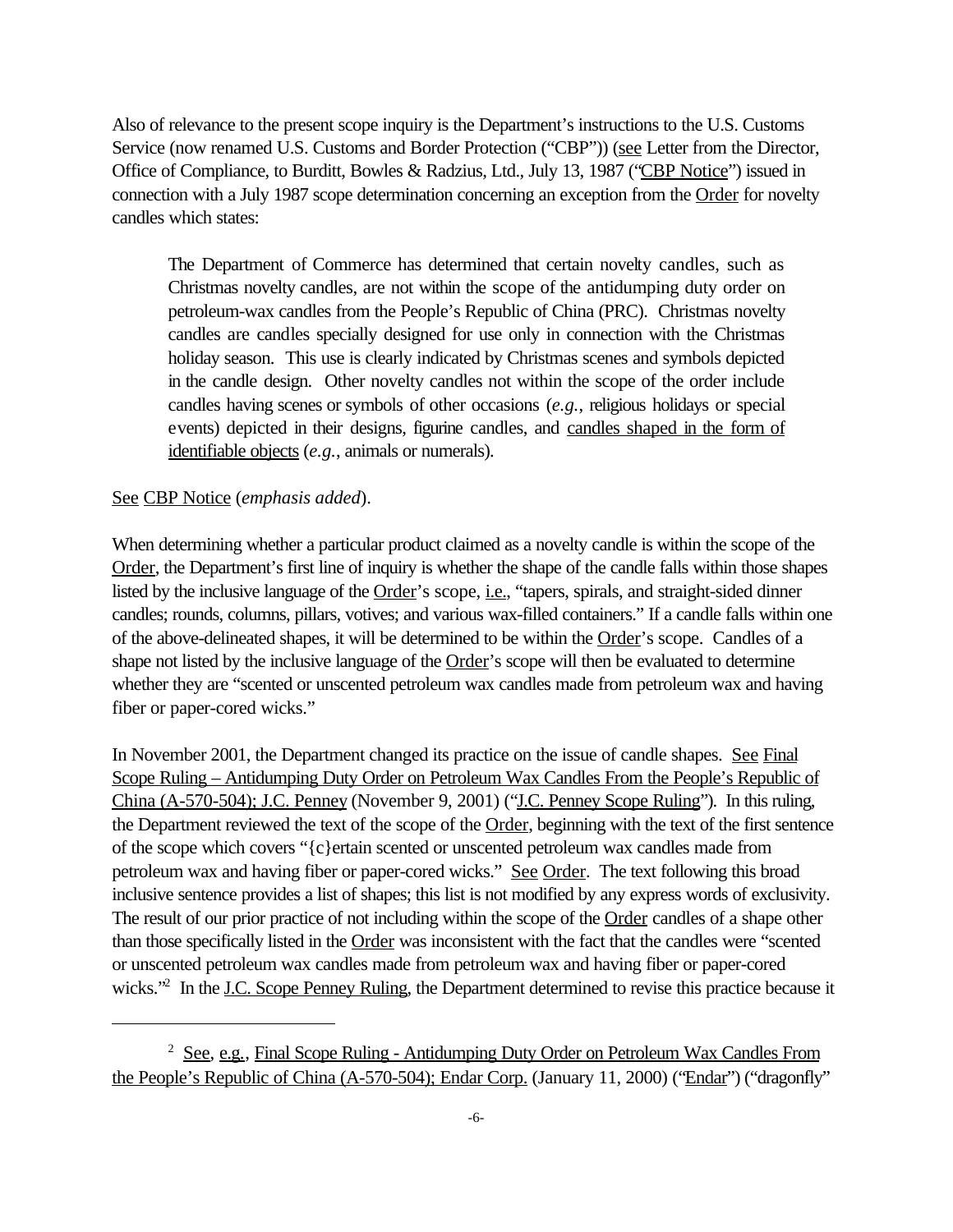Also of relevance to the present scope inquiry is the Department's instructions to the U.S. Customs Service (now renamed U.S. Customs and Border Protection ("CBP")) (see Letter from the Director, Office of Compliance, to Burditt, Bowles & Radzius, Ltd., July 13, 1987 ("CBP Notice") issued in connection with a July 1987 scope determination concerning an exception from the Order for novelty candles which states:

> The Department of Commerce has determined that certain novelty candles, such as Christmas novelty candles, are not within the scope of the antidumping duty order on petroleum-wax candles from the People's Republic of China (PRC). Christmas novelty candles are candles specially designed for use only in connection with the Christmas holiday season. This use is clearly indicated by Christmas scenes and symbols depicted in the candle design. Other novelty candles not within the scope of the order include candles having scenes or symbols of other occasions (*e.g.*, religious holidays or special events) depicted in their designs, figurine candles, and candles shaped in the form of identifiable objects (*e.g.*, animals or numerals).

See CBP Notice (*emphasis added*).

When determining whether a particular product claimed as a novelty candle is within the scope of the Order, the Department's first line of inquiry is whether the shape of the candle falls within those shapes listed by the inclusive language of the Order's scope, i.e., "tapers, spirals, and straight-sided dinner candles; rounds, columns, pillars, votives; and various wax-filled containers." If a candle falls within one of the above-delineated shapes, it will be determined to be within the Order's scope. Candles of a shape not listed by the inclusive language of the Order's scope will then be evaluated to determine whether they are "scented or unscented petroleum wax candles made from petroleum wax and having fiber or paper-cored wicks."

In November 2001, the Department changed its practice on the issue of candle shapes. See Final Scope Ruling – Antidumping Duty Order on Petroleum Wax Candles From the People's Republic of China (A-570-504); J.C. Penney (November 9, 2001) ("J.C. Penney Scope Ruling"). In this ruling, the Department reviewed the text of the scope of the Order, beginning with the text of the first sentence of the scope which covers "{c}ertain scented or unscented petroleum wax candles made from petroleum wax and having fiber or paper-cored wicks." See Order. The text following this broad inclusive sentence provides a list of shapes; this list is not modified by any express words of exclusivity. The result of our prior practice of not including within the scope of the Order candles of a shape other than those specifically listed in the Order was inconsistent with the fact that the candles were "scented or unscented petroleum wax candles made from petroleum wax and having fiber or paper-cored wicks."[2] In the J.C. Scope Penney Ruling, the Department determined to revise this practice because it

[2] See, e.g., Final Scope Ruling - Antidumping Duty Order on Petroleum Wax Candles From the People's Republic of China (A-570-504); Endar Corp. (January 11, 2000) ("Endar") ("dragonfly"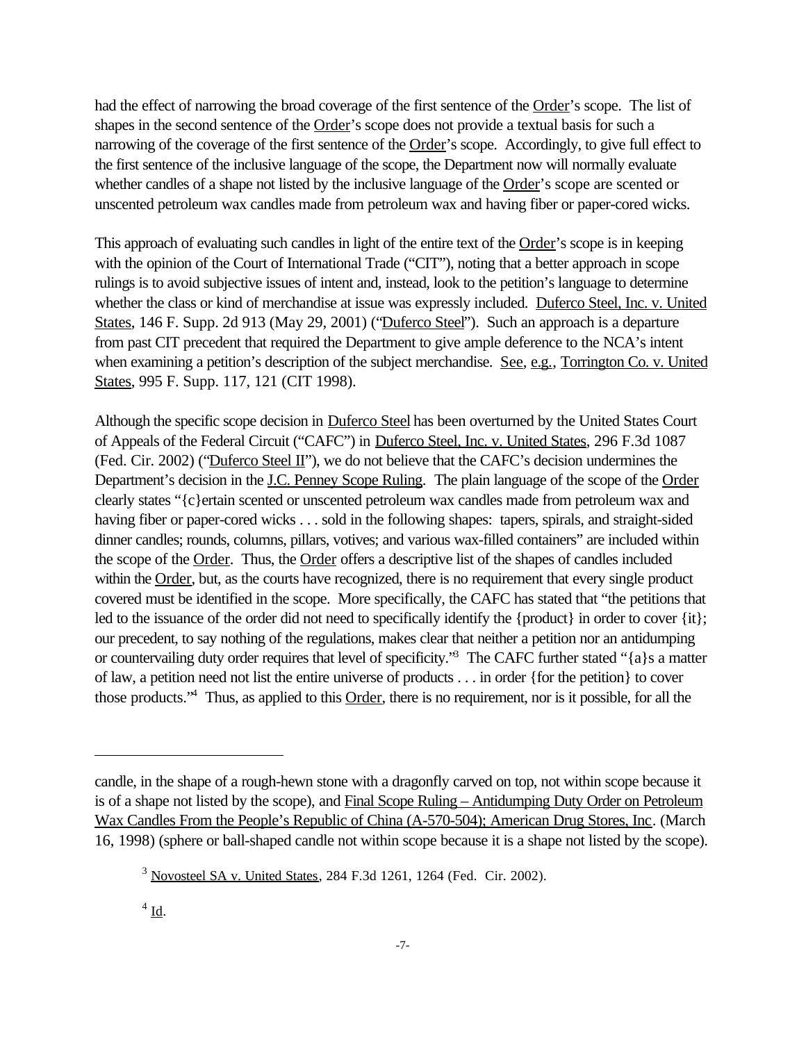had the effect of narrowing the broad coverage of the first sentence of the Order's scope. The list of shapes in the second sentence of the Order's scope does not provide a textual basis for such a narrowing of the coverage of the first sentence of the Order's scope. Accordingly, to give full effect to the first sentence of the inclusive language of the scope, the Department now will normally evaluate whether candles of a shape not listed by the inclusive language of the Order's scope are scented or unscented petroleum wax candles made from petroleum wax and having fiber or paper-cored wicks.

This approach of evaluating such candles in light of the entire text of the Order's scope is in keeping with the opinion of the Court of International Trade ("CIT"), noting that a better approach in scope rulings is to avoid subjective issues of intent and, instead, look to the petition's language to determine whether the class or kind of merchandise at issue was expressly included. Duferco Steel, Inc. v. United States, 146 F. Supp. 2d 913 (May 29, 2001) ("Duferco Steel"). Such an approach is a departure from past CIT precedent that required the Department to give ample deference to the NCA's intent when examining a petition's description of the subject merchandise. See, e.g., Torrington Co. v. United States, 995 F. Supp. 117, 121 (CIT 1998).

Although the specific scope decision in Duferco Steel has been overturned by the United States Court of Appeals of the Federal Circuit ("CAFC") in Duferco Steel, Inc. v. United States, 296 F.3d 1087 (Fed. Cir. 2002) ("Duferco Steel II"), we do not believe that the CAFC's decision undermines the Department's decision in the J.C. Penney Scope Ruling. The plain language of the scope of the Order clearly states "{c}ertain scented or unscented petroleum wax candles made from petroleum wax and having fiber or paper-cored wicks . . . sold in the following shapes: tapers, spirals, and straight-sided dinner candles; rounds, columns, pillars, votives; and various wax-filled containers" are included within the scope of the Order. Thus, the Order offers a descriptive list of the shapes of candles included within the Order, but, as the courts have recognized, there is no requirement that every single product covered must be identified in the scope. More specifically, the CAFC has stated that "the petitions that led to the issuance of the order did not need to specifically identify the {product} in order to cover {it}; our precedent, to say nothing of the regulations, makes clear that neither a petition nor an antidumping or countervailing duty order requires that level of specificity."[3] The CAFC further stated "{a}s a matter of law, a petition need not list the entire universe of products . . . in order {for the petition} to cover those products."[4] Thus, as applied to this Order, there is no requirement, nor is it possible, for all the

---

candle, in the shape of a rough-hewn stone with a dragonfly carved on top, not within scope because it is of a shape not listed by the scope), and Final Scope Ruling – Antidumping Duty Order on Petroleum Wax Candles From the People's Republic of China (A-570-504); American Drug Stores, Inc. (March 16, 1998) (sphere or ball-shaped candle not within scope because it is a shape not listed by the scope).

[3] Novosteel SA v. United States, 284 F.3d 1261, 1264 (Fed. Cir. 2002).

[4] Id.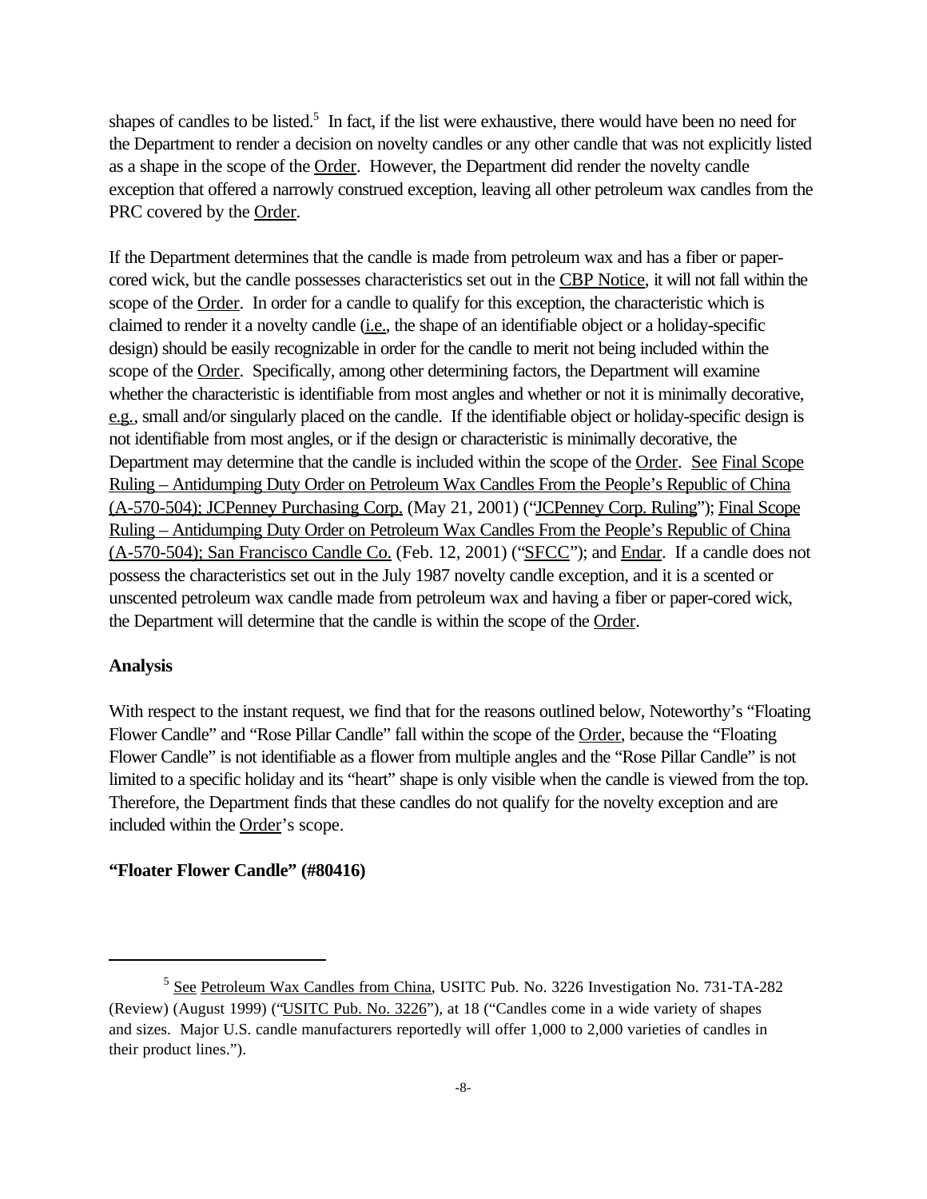shapes of candles to be listed.[5] In fact, if the list were exhaustive, there would have been no need for the Department to render a decision on novelty candles or any other candle that was not explicitly listed as a shape in the scope of the Order. However, the Department did render the novelty candle exception that offered a narrowly construed exception, leaving all other petroleum wax candles from the PRC covered by the Order.

If the Department determines that the candle is made from petroleum wax and has a fiber or paper-cored wick, but the candle possesses characteristics set out in the CBP Notice, it will not fall within the scope of the Order. In order for a candle to qualify for this exception, the characteristic which is claimed to render it a novelty candle (i.e., the shape of an identifiable object or a holiday-specific design) should be easily recognizable in order for the candle to merit not being included within the scope of the Order. Specifically, among other determining factors, the Department will examine whether the characteristic is identifiable from most angles and whether or not it is minimally decorative, e.g., small and/or singularly placed on the candle. If the identifiable object or holiday-specific design is not identifiable from most angles, or if the design or characteristic is minimally decorative, the Department may determine that the candle is included within the scope of the Order. See Final Scope Ruling – Antidumping Duty Order on Petroleum Wax Candles From the People's Republic of China (A-570-504); JCPenney Purchasing Corp. (May 21, 2001) ("JCPenney Corp. Ruling"); Final Scope Ruling – Antidumping Duty Order on Petroleum Wax Candles From the People's Republic of China (A-570-504); San Francisco Candle Co. (Feb. 12, 2001) ("SFCC"); and Endar. If a candle does not possess the characteristics set out in the July 1987 novelty candle exception, and it is a scented or unscented petroleum wax candle made from petroleum wax and having a fiber or paper-cored wick, the Department will determine that the candle is within the scope of the Order.

**Analysis**

With respect to the instant request, we find that for the reasons outlined below, Noteworthy's "Floating Flower Candle" and "Rose Pillar Candle" fall within the scope of the Order, because the "Floating Flower Candle" is not identifiable as a flower from multiple angles and the "Rose Pillar Candle" is not limited to a specific holiday and its "heart" shape is only visible when the candle is viewed from the top. Therefore, the Department finds that these candles do not qualify for the novelty exception and are included within the Order's scope.

**"Floater Flower Candle" (#80416)**

[5] See Petroleum Wax Candles from China, USITC Pub. No. 3226 Investigation No. 731-TA-282 (Review) (August 1999) ("USITC Pub. No. 3226"), at 18 ("Candles come in a wide variety of shapes and sizes. Major U.S. candle manufacturers reportedly will offer 1,000 to 2,000 varieties of candles in their product lines.").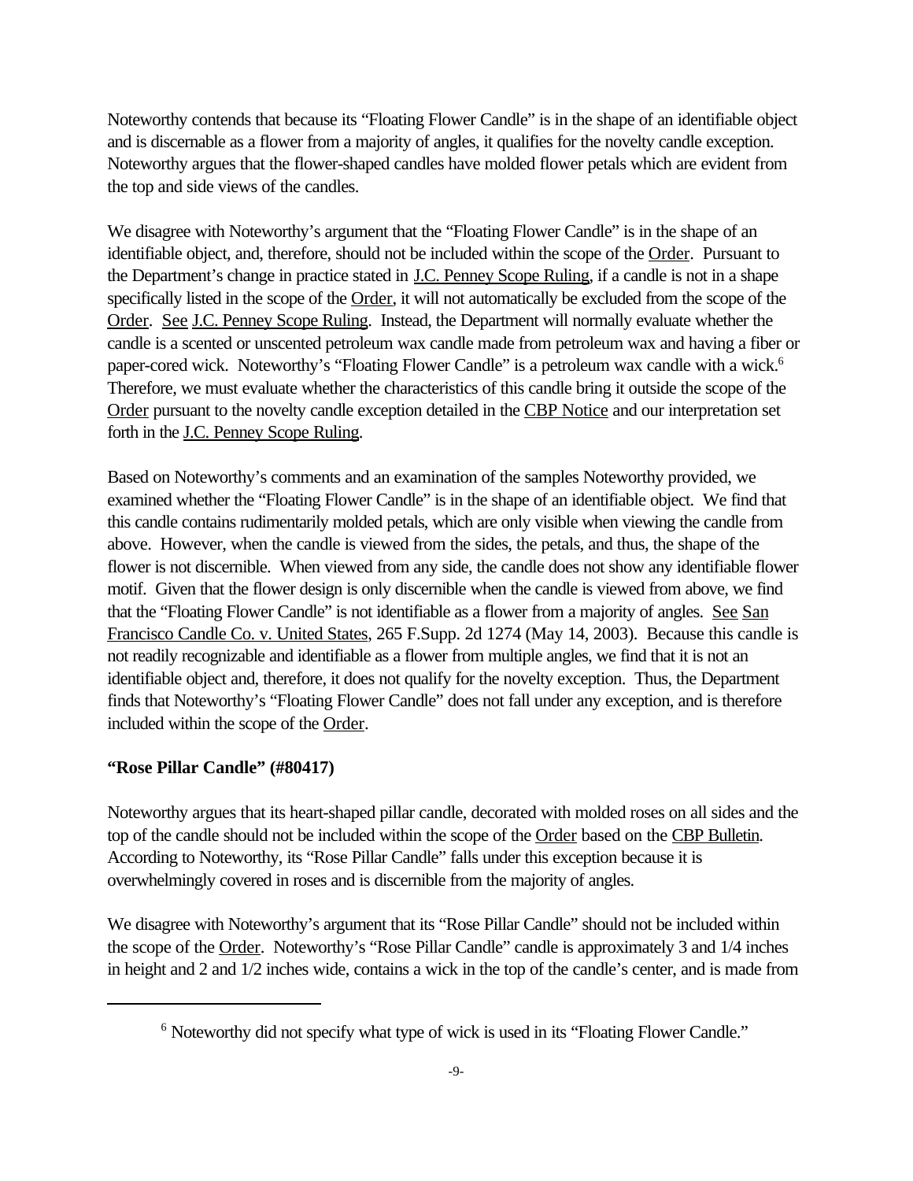Noteworthy contends that because its "Floating Flower Candle" is in the shape of an identifiable object and is discernable as a flower from a majority of angles, it qualifies for the novelty candle exception. Noteworthy argues that the flower-shaped candles have molded flower petals which are evident from the top and side views of the candles.

We disagree with Noteworthy's argument that the "Floating Flower Candle" is in the shape of an identifiable object, and, therefore, should not be included within the scope of the Order. Pursuant to the Department's change in practice stated in J.C. Penney Scope Ruling, if a candle is not in a shape specifically listed in the scope of the Order, it will not automatically be excluded from the scope of the Order. See J.C. Penney Scope Ruling. Instead, the Department will normally evaluate whether the candle is a scented or unscented petroleum wax candle made from petroleum wax and having a fiber or paper-cored wick. Noteworthy's "Floating Flower Candle" is a petroleum wax candle with a wick.[6] Therefore, we must evaluate whether the characteristics of this candle bring it outside the scope of the Order pursuant to the novelty candle exception detailed in the CBP Notice and our interpretation set forth in the J.C. Penney Scope Ruling.

Based on Noteworthy's comments and an examination of the samples Noteworthy provided, we examined whether the "Floating Flower Candle" is in the shape of an identifiable object. We find that this candle contains rudimentarily molded petals, which are only visible when viewing the candle from above. However, when the candle is viewed from the sides, the petals, and thus, the shape of the flower is not discernible. When viewed from any side, the candle does not show any identifiable flower motif. Given that the flower design is only discernible when the candle is viewed from above, we find that the "Floating Flower Candle" is not identifiable as a flower from a majority of angles. See San Francisco Candle Co. v. United States, 265 F.Supp. 2d 1274 (May 14, 2003). Because this candle is not readily recognizable and identifiable as a flower from multiple angles, we find that it is not an identifiable object and, therefore, it does not qualify for the novelty exception. Thus, the Department finds that Noteworthy's "Floating Flower Candle" does not fall under any exception, and is therefore included within the scope of the Order.

**"Rose Pillar Candle" (#80417)**

Noteworthy argues that its heart-shaped pillar candle, decorated with molded roses on all sides and the top of the candle should not be included within the scope of the Order based on the CBP Bulletin. According to Noteworthy, its "Rose Pillar Candle" falls under this exception because it is overwhelmingly covered in roses and is discernible from the majority of angles.

We disagree with Noteworthy's argument that its "Rose Pillar Candle" should not be included within the scope of the Order. Noteworthy's "Rose Pillar Candle" candle is approximately 3 and 1/4 inches in height and 2 and 1/2 inches wide, contains a wick in the top of the candle's center, and is made from

[6] Noteworthy did not specify what type of wick is used in its "Floating Flower Candle."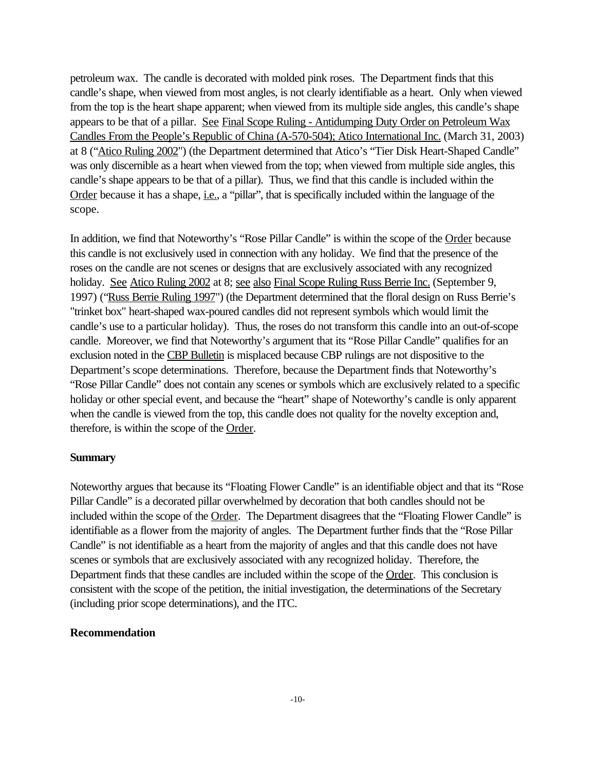petroleum wax. The candle is decorated with molded pink roses. The Department finds that this candle's shape, when viewed from most angles, is not clearly identifiable as a heart. Only when viewed from the top is the heart shape apparent; when viewed from its multiple side angles, this candle's shape appears to be that of a pillar. See Final Scope Ruling - Antidumping Duty Order on Petroleum Wax Candles From the People's Republic of China (A-570-504); Atico International Inc. (March 31, 2003) at 8 ("Atico Ruling 2002") (the Department determined that Atico's "Tier Disk Heart-Shaped Candle" was only discernible as a heart when viewed from the top; when viewed from multiple side angles, this candle's shape appears to be that of a pillar). Thus, we find that this candle is included within the Order because it has a shape, i.e., a "pillar", that is specifically included within the language of the scope.

In addition, we find that Noteworthy's "Rose Pillar Candle" is within the scope of the Order because this candle is not exclusively used in connection with any holiday. We find that the presence of the roses on the candle are not scenes or designs that are exclusively associated with any recognized holiday. See Atico Ruling 2002 at 8; see also Final Scope Ruling Russ Berrie Inc. (September 9, 1997) ("Russ Berrie Ruling 1997") (the Department determined that the floral design on Russ Berrie's "trinket box" heart-shaped wax-poured candles did not represent symbols which would limit the candle's use to a particular holiday). Thus, the roses do not transform this candle into an out-of-scope candle. Moreover, we find that Noteworthy's argument that its "Rose Pillar Candle" qualifies for an exclusion noted in the CBP Bulletin is misplaced because CBP rulings are not dispositive to the Department's scope determinations. Therefore, because the Department finds that Noteworthy's "Rose Pillar Candle" does not contain any scenes or symbols which are exclusively related to a specific holiday or other special event, and because the "heart" shape of Noteworthy's candle is only apparent when the candle is viewed from the top, this candle does not quality for the novelty exception and, therefore, is within the scope of the Order.

**Summary**

Noteworthy argues that because its "Floating Flower Candle" is an identifiable object and that its "Rose Pillar Candle" is a decorated pillar overwhelmed by decoration that both candles should not be included within the scope of the Order. The Department disagrees that the "Floating Flower Candle" is identifiable as a flower from the majority of angles. The Department further finds that the "Rose Pillar Candle" is not identifiable as a heart from the majority of angles and that this candle does not have scenes or symbols that are exclusively associated with any recognized holiday. Therefore, the Department finds that these candles are included within the scope of the Order. This conclusion is consistent with the scope of the petition, the initial investigation, the determinations of the Secretary (including prior scope determinations), and the ITC.

**Recommendation**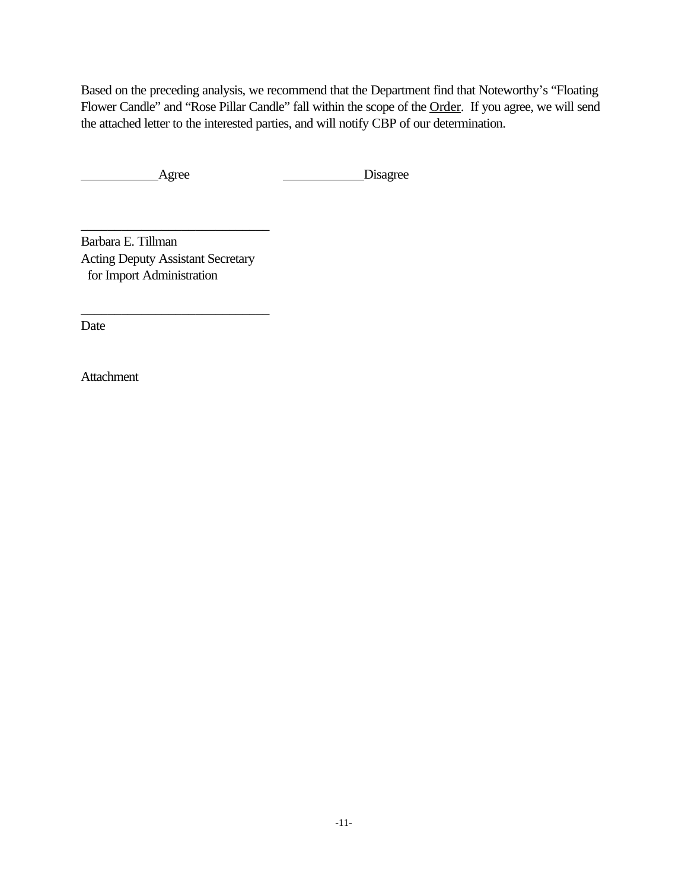Based on the preceding analysis, we recommend that the Department find that Noteworthy's "Floating Flower Candle" and "Rose Pillar Candle" fall within the scope of the Order. If you agree, we will send the attached letter to the interested parties, and will notify CBP of our determination.

\_\_\_\_\_\_\_\_\_\_\_\_Agree                    \_\_\_\_\_\_\_\_\_\_\_\_Disagree

\_\_\_\_\_\_\_\_\_\_\_\_\_\_\_\_\_\_\_\_\_\_\_\_\_\_\_\_\_\_

Barbara E. Tillman
Acting Deputy Assistant Secretary
for Import Administration

\_\_\_\_\_\_\_\_\_\_\_\_\_\_\_\_\_\_\_\_\_\_\_\_\_\_\_\_\_\_

Date

Attachment